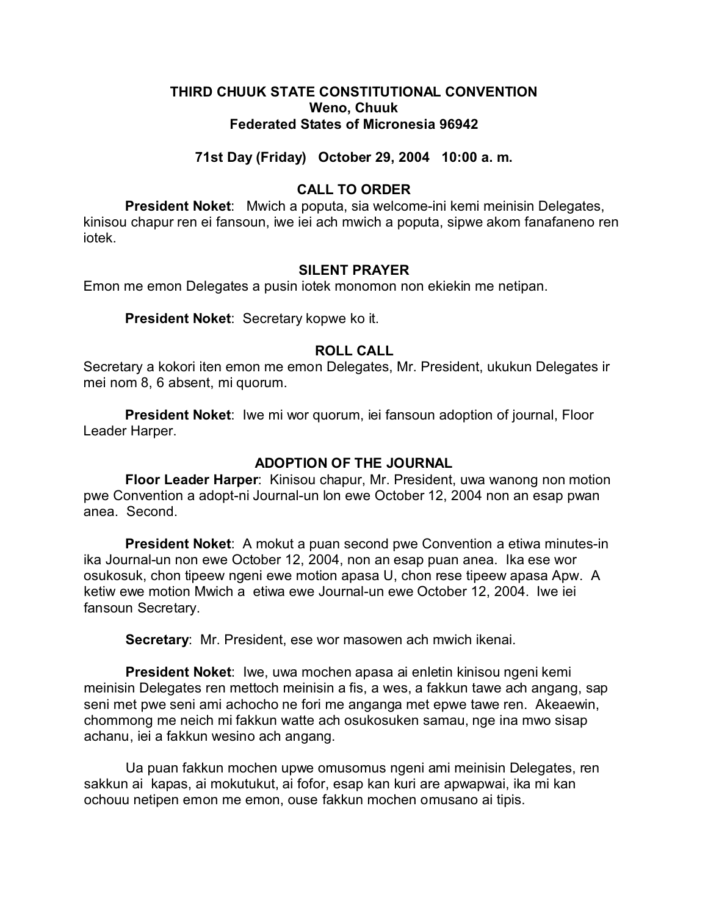**THIRD CHUUK STATE CONSTITUTIONAL CONVENTION**
**Weno, Chuuk**
**Federated States of Micronesia 96942**

**71st Day (Friday) October 29, 2004 10:00 a. m.**

## CALL TO ORDER

**President Noket**: Mwich a poputa, sia welcome-ini kemi meinisin Delegates, kinisou chapur ren ei fansoun, iwe iei ach mwich a poputa, sipwe akom fanafaneno ren iotek.

## SILENT PRAYER

Emon me emon Delegates a pusin iotek monomon non ekiekin me netipan.

**President Noket**: Secretary kopwe ko it.

## ROLL CALL

Secretary a kokori iten emon me emon Delegates, Mr. President, ukukun Delegates ir mei nom 8, 6 absent, mi quorum.

**President Noket**: Iwe mi wor quorum, iei fansoun adoption of journal, Floor Leader Harper.

## ADOPTION OF THE JOURNAL

**Floor Leader Harper**: Kinisou chapur, Mr. President, uwa wanong non motion pwe Convention a adopt-ni Journal-un lon ewe October 12, 2004 non an esap pwan anea. Second.

**President Noket**: A mokut a puan second pwe Convention a etiwa minutes-in ika Journal-un non ewe October 12, 2004, non an esap puan anea. Ika ese wor osukosuk, chon tipeew ngeni ewe motion apasa U, chon rese tipeew apasa Apw. A ketiw ewe motion Mwich a etiwa ewe Journal-un ewe October 12, 2004. Iwe iei fansoun Secretary.

**Secretary**: Mr. President, ese wor masowen ach mwich ikenai.

**President Noket**: Iwe, uwa mochen apasa ai enletin kinisou ngeni kemi meinisin Delegates ren mettoch meinisin a fis, a wes, a fakkun tawe ach angang, sap seni met pwe seni ami achocho ne fori me anganga met epwe tawe ren. Akeaewin, chommong me neich mi fakkun watte ach osukosuken samau, nge ina mwo sisap achanu, iei a fakkun wesino ach angang.

Ua puan fakkun mochen upwe omusomus ngeni ami meinisin Delegates, ren sakkun ai kapas, ai mokutukut, ai fofor, esap kan kuri are apwapwai, ika mi kan ochouu netipen emon me emon, ouse fakkun mochen omusano ai tipis.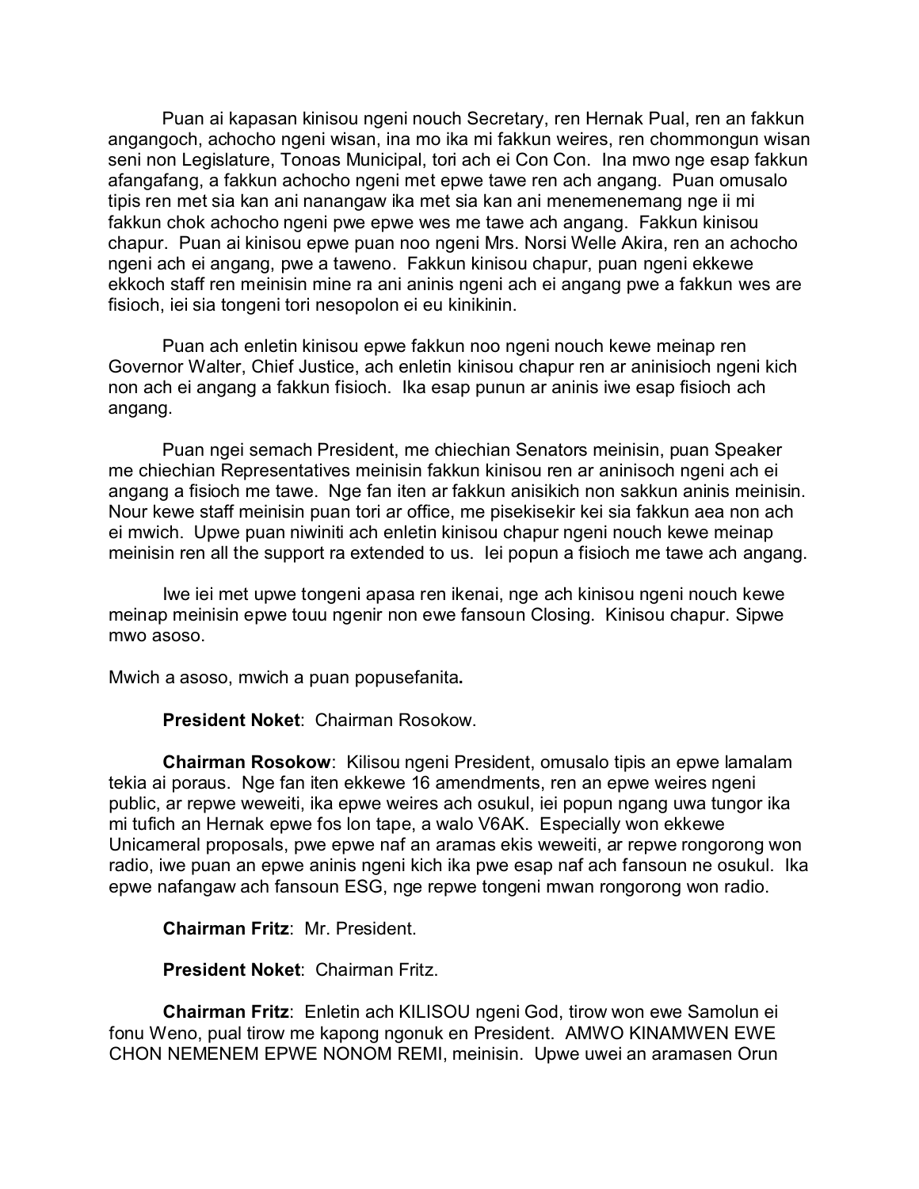Puan ai kapasan kinisou ngeni nouch Secretary, ren Hernak Pual, ren an fakkun angangoch, achocho ngeni wisan, ina mwo ika mi fakkun weires, ren chommongun wisan seni non Legislature, Tonoas Municipal, tori ach ei Con Con. Ina mwo nge esap fakkun afangafang, a fakkun achocho ngeni met epwe tawe ren ach angang. Puan omusalo tipis ren met sia kan ani nanangaw ika met sia kan ani menemenemang nge ii mi fakkun chok achocho ngeni pwe epwe wes me tawe ach angang. Fakkun kinisou chapur. Puan ai kinisou epwe puan noo ngeni Mrs. Norsi Welle Akira, ren an achocho ngeni ach ei angang, pwe a taweno. Fakkun kinisou chapur, puan ngeni ekkewe ekkoch staff ren meinisin mine ra ani aninis ngeni ach ei angang pwe a fakkun wes are fisioch, iei sia tongeni tori nesopolon ei eu kinikinin.

Puan ach enletin kinisou epwe fakkun noo ngeni nouch kewe meinap ren Governor Walter, Chief Justice, ach enletin kinisou chapur ren ar aninisioch ngeni kich non ach ei angang a fakkun fisioch. Ika esap punun ar aninis iwe esap fisioch ach angang.

Puan ngei semach President, me chiechian Senators meinisin, puan Speaker me chiechian Representatives meinisin fakkun kinisou ren ar aninisoch ngeni ach ei angang a fisioch me tawe. Nge fan iten ar fakkun anisikich non sakkun aninis meinisin. Nour kewe staff meinisin puan tori ar office, me pisekisekir kei sia fakkun aea non ach ei mwich. Upwe puan niwiniti ach enletin kinisou chapur ngeni nouch kewe meinap meinisin ren all the support ra extended to us. Iei popun a fisioch me tawe ach angang.

Iwe iei met upwe tongeni apasa ren ikenai, nge ach kinisou ngeni nouch kewe meinap meinisin epwe touu ngenir non ewe fansoun Closing. Kinisou chapur. Sipwe mwo asoso.

Mwich a asoso, mwich a puan popusefanita**.**

**President Noket**: Chairman Rosokow.

**Chairman Rosokow**: Kilisou ngeni President, omusalo tipis an epwe lamalam tekia ai poraus. Nge fan iten ekkewe 16 amendments, ren an epwe weires ngeni public, ar repwe weweiti, ika epwe weires ach osukul, iei popun ngang uwa tungor ika mi tufich an Hernak epwe fos lon tape, a walo V6AK. Especially won ekkewe Unicameral proposals, pwe epwe naf an aramas ekis weweiti, ar repwe rongorong won radio, iwe puan an epwe aninis ngeni kich ika pwe esap naf ach fansoun ne osukul. Ika epwe nafangaw ach fansoun ESG, nge repwe tongeni mwan rongorong won radio.

**Chairman Fritz**: Mr. President.

**President Noket**: Chairman Fritz.

**Chairman Fritz**: Enletin ach KILISOU ngeni God, tirow won ewe Samolun ei fonu Weno, pual tirow me kapong ngonuk en President. AMWO KINAMWEN EWE CHON NEMENEM EPWE NONOM REMI, meinisin. Upwe uwei an aramasen Orun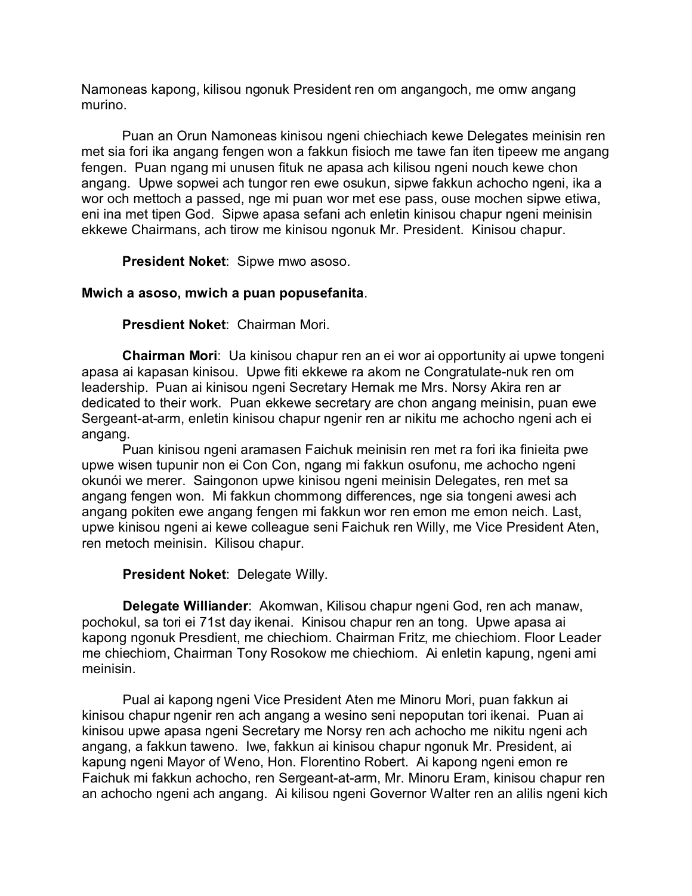Namoneas kapong, kilisou ngonuk President ren om angangoch, me omw angang murino.

Puan an Orun Namoneas kinisou ngeni chiechiach kewe Delegates meinisin ren met sia fori ika angang fengen won a fakkun fisioch me tawe fan iten tipeew me angang fengen. Puan ngang mi unusen fituk ne apasa ach kilisou ngeni nouch kewe chon angang. Upwe sopwei ach tungor ren ewe osukun, sipwe fakkun achocho ngeni, ika a wor och mettoch a passed, nge mi puan wor met ese pass, ouse mochen sipwe etiwa, eni ina met tipen God. Sipwe apasa sefani ach enletin kinisou chapur ngeni meinisin ekkewe Chairmans, ach tirow me kinisou ngonuk Mr. President. Kinisou chapur.

**President Noket**: Sipwe mwo asoso.

**Mwich a asoso, mwich a puan popusefanita**.

**Presdient Noket**: Chairman Mori.

**Chairman Mori**: Ua kinisou chapur ren an ei wor ai opportunity ai upwe tongeni apasa ai kapasan kinisou. Upwe fiti ekkewe ra akom ne Congratulate-nuk ren om leadership. Puan ai kinisou ngeni Secretary Hernak me Mrs. Norsy Akira ren ar dedicated to their work. Puan ekkewe secretary are chon angang meinisin, puan ewe Sergeant-at-arm, enletin kinisou chapur ngenir ren ar nikitu me achocho ngeni ach ei angang.

Puan kinisou ngeni aramasen Faichuk meinisin ren met ra fori ika finieita pwe upwe wisen tupunir non ei Con Con, ngang mi fakkun osufonu, me achocho ngeni okunói we merer. Saingonon upwe kinisou ngeni meinisin Delegates, ren met sa angang fengen won. Mi fakkun chommong differences, nge sia tongeni awesi ach angang pokiten ewe angang fengen mi fakkun wor ren emon me emon neich. Last, upwe kinisou ngeni ai kewe colleague seni Faichuk ren Willy, me Vice President Aten, ren metoch meinisin. Kilisou chapur.

**President Noket**: Delegate Willy.

**Delegate Williander**: Akomwan, Kilisou chapur ngeni God, ren ach manaw, pochokul, sa tori ei 71st day ikenai. Kinisou chapur ren an tong. Upwe apasa ai kapong ngonuk Presdient, me chiechiom. Chairman Fritz, me chiechiom. Floor Leader me chiechiom, Chairman Tony Rosokow me chiechiom. Ai enletin kapung, ngeni ami meinisin.

Pual ai kapong ngeni Vice President Aten me Minoru Mori, puan fakkun ai kinisou chapur ngenir ren ach angang a wesino seni nepoputan tori ikenai. Puan ai kinisou upwe apasa ngeni Secretary me Norsy ren ach achocho me nikitu ngeni ach angang, a fakkun taweno. Iwe, fakkun ai kinisou chapur ngonuk Mr. President, ai kapung ngeni Mayor of Weno, Hon. Florentino Robert. Ai kapong ngeni emon re Faichuk mi fakkun achocho, ren Sergeant-at-arm, Mr. Minoru Eram, kinisou chapur ren an achocho ngeni ach angang. Ai kilisou ngeni Governor Walter ren an alilis ngeni kich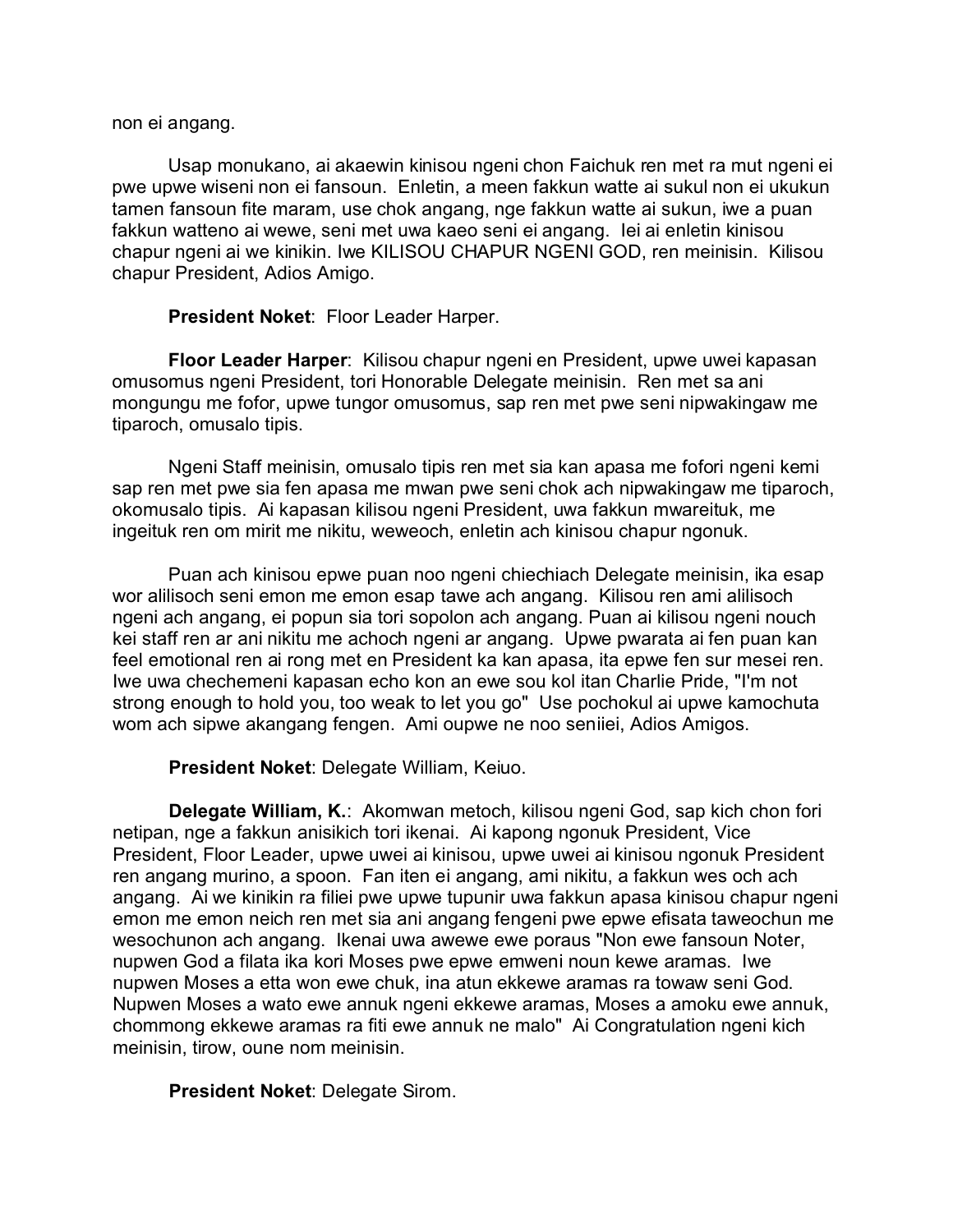non ei angang.

Usap monukano, ai akaewin kinisou ngeni chon Faichuk ren met ra mut ngeni ei pwe upwe wiseni non ei fansoun. Enletin, a meen fakkun watte ai sukul non ei ukukun tamen fansoun fite maram, use chok angang, nge fakkun watte ai sukun, iwe a puan fakkun watteno ai wewe, seni met uwa kaeo seni ei angang. Iei ai enletin kinisou chapur ngeni ai we kinikin. Iwe KILISOU CHAPUR NGENI GOD, ren meinisin. Kilisou chapur President, Adios Amigo.

**President Noket**: Floor Leader Harper.

**Floor Leader Harper**: Kilisou chapur ngeni en President, upwe uwei kapasan omusomus ngeni President, tori Honorable Delegate meinisin. Ren met sa ani mongungu me fofor, upwe tungor omusomus, sap ren met pwe seni nipwakingaw me tiparoch, omusalo tipis.

Ngeni Staff meinisin, omusalo tipis ren met sia kan apasa me fofori ngeni kemi sap ren met pwe sia fen apasa me mwan pwe seni chok ach nipwakingaw me tiparoch, okomusalo tipis. Ai kapasan kilisou ngeni President, uwa fakkun mwareituk, me ingeituk ren om mirit me nikitu, weweoch, enletin ach kinisou chapur ngonuk.

Puan ach kinisou epwe puan noo ngeni chiechiach Delegate meinisin, ika esap wor alilisoch seni emon me emon esap tawe ach angang. Kilisou ren ami alilisoch ngeni ach angang, ei popun sia tori sopolon ach angang. Puan ai kilisou ngeni nouch kei staff ren ar ani nikitu me achoch ngeni ar angang. Upwe pwarata ai fen puan kan feel emotional ren ai rong met en President ka kan apasa, ita epwe fen sur mesei ren. Iwe uwa chechemeni kapasan echo kon an ewe sou kol itan Charlie Pride, "I'm not strong enough to hold you, too weak to let you go" Use pochokul ai upwe kamochuta wom ach sipwe akangang fengen. Ami oupwe ne noo seniiei, Adios Amigos.

**President Noket**: Delegate William, Keiuo.

**Delegate William, K.**: Akomwan metoch, kilisou ngeni God, sap kich chon fori netipan, nge a fakkun anisikich tori ikenai. Ai kapong ngonuk President, Vice President, Floor Leader, upwe uwei ai kinisou, upwe uwei ai kinisou ngonuk President ren angang murino, a spoon. Fan iten ei angang, ami nikitu, a fakkun wes och ach angang. Ai we kinikin ra filiei pwe upwe tupunir uwa fakkun apasa kinisou chapur ngeni emon me emon neich ren met sia ani angang fengeni pwe epwe efisata taweochun me wesochunon ach angang. Ikenai uwa awewe ewe poraus "Non ewe fansoun Noter, nupwen God a filata ika kori Moses pwe epwe emweni noun kewe aramas. Iwe nupwen Moses a etta won ewe chuk, ina atun ekkewe aramas ra towaw seni God. Nupwen Moses a wato ewe annuk ngeni ekkewe aramas, Moses a amoku ewe annuk, chommong ekkewe aramas ra fiti ewe annuk ne malo" Ai Congratulation ngeni kich meinisin, tirow, oune nom meinisin.

**President Noket**: Delegate Sirom.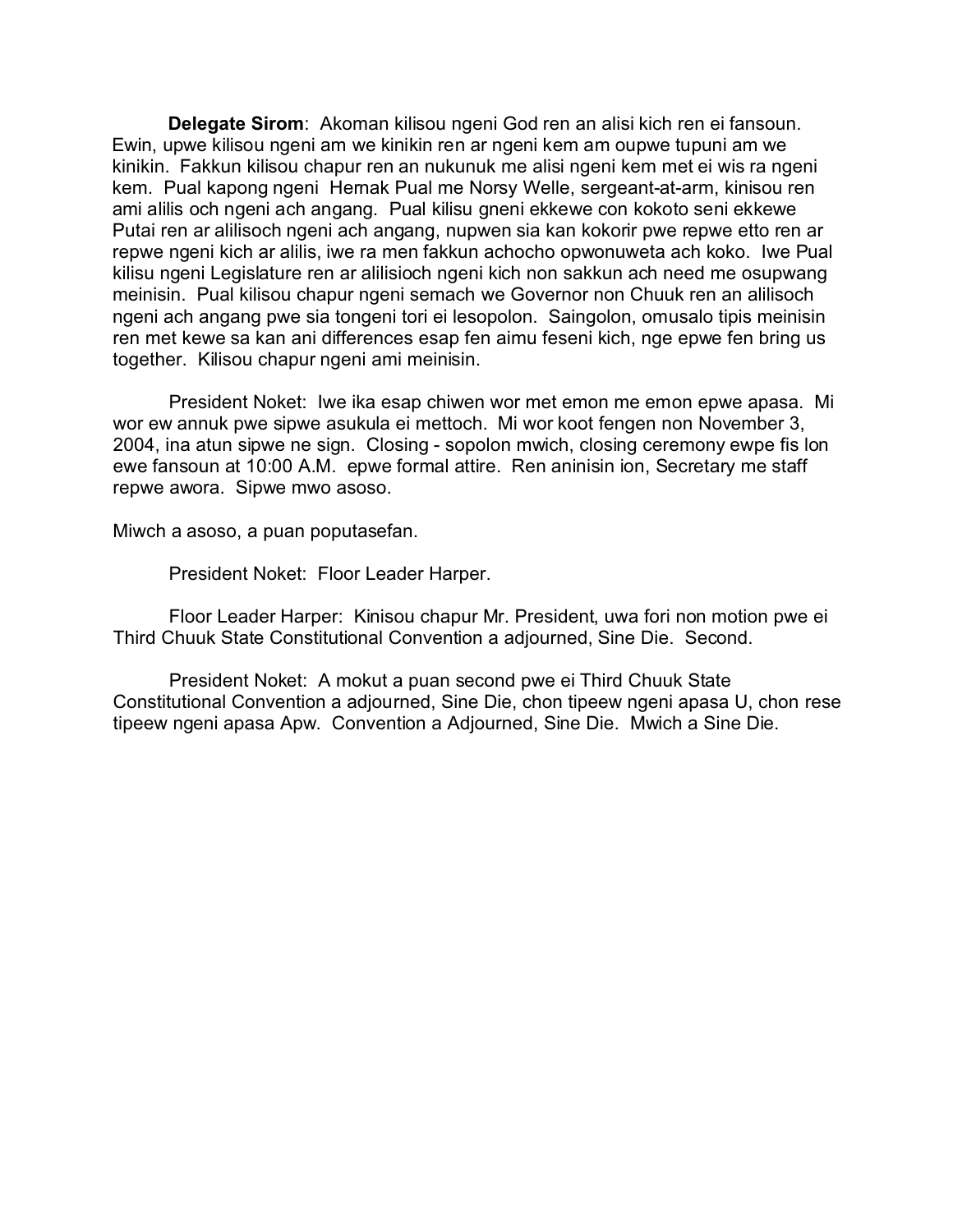**Delegate Sirom**: Akoman kilisou ngeni God ren an alisi kich ren ei fansoun. Ewin, upwe kilisou ngeni am we kinikin ren ar ngeni kem am oupwe tupuni am we kinikin. Fakkun kilisou chapur ren an nukunuk me alisi ngeni kem met ei wis ra ngeni kem. Pual kapong ngeni Hernak Pual me Norsy Welle, sergeant-at-arm, kinisou ren ami alilis och ngeni ach angang. Pual kilisu gneni ekkewe con kokoto seni ekkewe Putai ren ar alilisoch ngeni ach angang, nupwen sia kan kokorir pwe repwe etto ren ar repwe ngeni kich ar alilis, iwe ra men fakkun achocho opwonuweta ach koko. Iwe Pual kilisu ngeni Legislature ren ar alilisioch ngeni kich non sakkun ach need me osupwang meinisin. Pual kilisou chapur ngeni semach we Governor non Chuuk ren an alilisoch ngeni ach angang pwe sia tongeni tori ei lesopolon. Saingolon, omusalo tipis meinisin ren met kewe sa kan ani differences esap fen aimu feseni kich, nge epwe fen bring us together. Kilisou chapur ngeni ami meinisin.

President Noket: Iwe ika esap chiwen wor met emon me emon epwe apasa. Mi wor ew annuk pwe sipwe asukula ei mettoch. Mi wor koot fengen non November 3, 2004, ina atun sipwe ne sign. Closing - sopolon mwich, closing ceremony ewpe fis lon ewe fansoun at 10:00 A.M. epwe formal attire. Ren aninisin ion, Secretary me staff repwe awora. Sipwe mwo asoso.

Miwch a asoso, a puan poputasefan.

President Noket: Floor Leader Harper.

Floor Leader Harper: Kinisou chapur Mr. President, uwa fori non motion pwe ei Third Chuuk State Constitutional Convention a adjourned, Sine Die. Second.

President Noket: A mokut a puan second pwe ei Third Chuuk State Constitutional Convention a adjourned, Sine Die, chon tipeew ngeni apasa U, chon rese tipeew ngeni apasa Apw. Convention a Adjourned, Sine Die. Mwich a Sine Die.